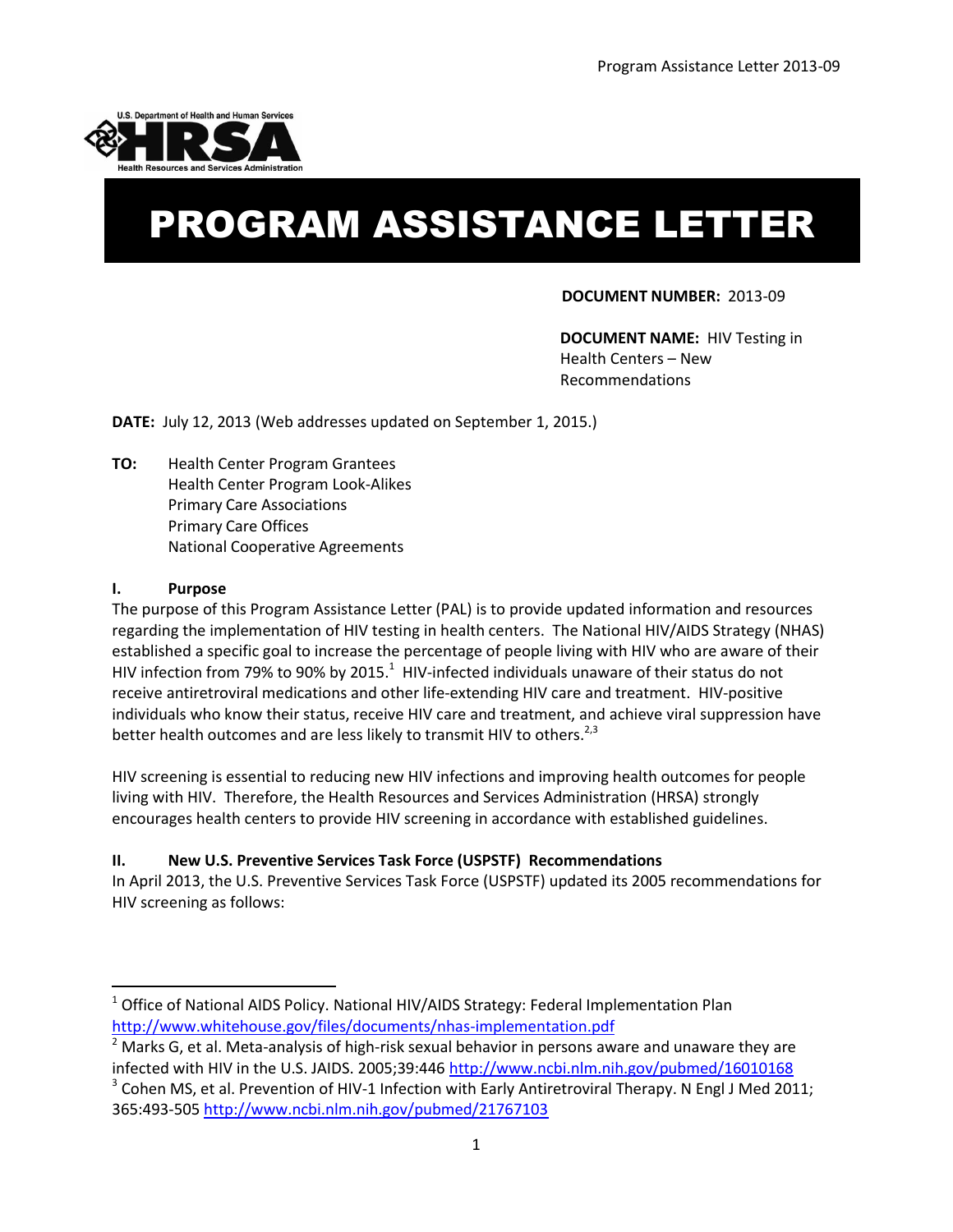# PROGRAM ASSISTANCE LETTER

**DOCUMENT NUMBER:** 2013-09

**DOCUMENT NAME:** HIV Testing in Health Centers – New Recommendations

**DATE:** July 12, 2013 (Web addresses updated on September 1, 2015.)

**TO:** Health Center Program Grantees
Health Center Program Look-Alikes
Primary Care Associations
Primary Care Offices
National Cooperative Agreements

## I. Purpose

The purpose of this Program Assistance Letter (PAL) is to provide updated information and resources regarding the implementation of HIV testing in health centers. The National HIV/AIDS Strategy (NHAS) established a specific goal to increase the percentage of people living with HIV who are aware of their HIV infection from 79% to 90% by 2015.[1] HIV-infected individuals unaware of their status do not receive antiretroviral medications and other life-extending HIV care and treatment. HIV-positive individuals who know their status, receive HIV care and treatment, and achieve viral suppression have better health outcomes and are less likely to transmit HIV to others.[2,3]

HIV screening is essential to reducing new HIV infections and improving health outcomes for people living with HIV. Therefore, the Health Resources and Services Administration (HRSA) strongly encourages health centers to provide HIV screening in accordance with established guidelines.

## II. New U.S. Preventive Services Task Force (USPSTF) Recommendations

In April 2013, the U.S. Preventive Services Task Force (USPSTF) updated its 2005 recommendations for HIV screening as follows:

---

[1] Office of National AIDS Policy. National HIV/AIDS Strategy: Federal Implementation Plan http://www.whitehouse.gov/files/documents/nhas-implementation.pdf

[2] Marks G, et al. Meta-analysis of high-risk sexual behavior in persons aware and unaware they are infected with HIV in the U.S. JAIDS. 2005;39:446 http://www.ncbi.nlm.nih.gov/pubmed/16010168

[3] Cohen MS, et al. Prevention of HIV-1 Infection with Early Antiretroviral Therapy. N Engl J Med 2011; 365:493-505 http://www.ncbi.nlm.nih.gov/pubmed/21767103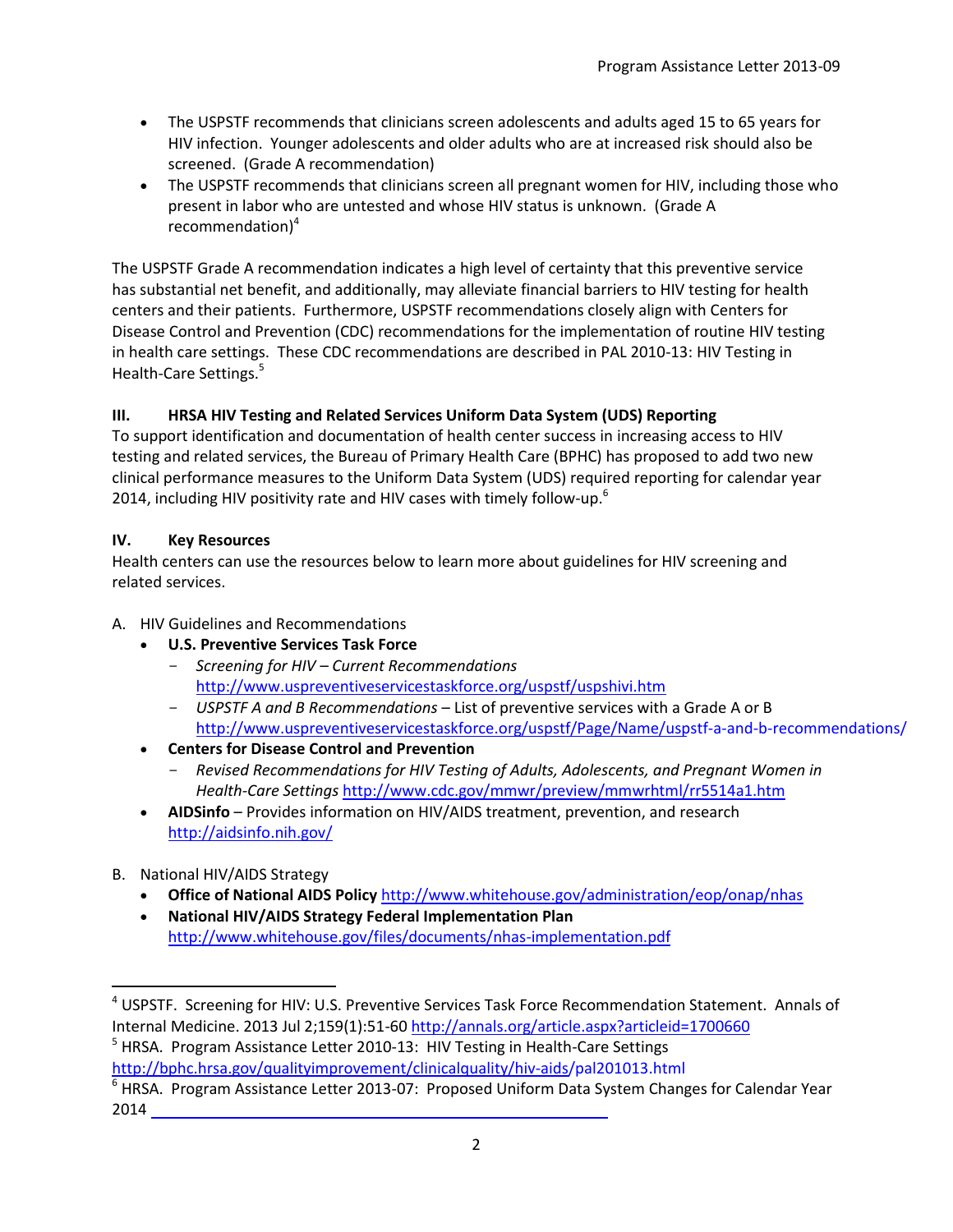- The USPSTF recommends that clinicians screen adolescents and adults aged 15 to 65 years for HIV infection. Younger adolescents and older adults who are at increased risk should also be screened. (Grade A recommendation)
- The USPSTF recommends that clinicians screen all pregnant women for HIV, including those who present in labor who are untested and whose HIV status is unknown. (Grade A recommendation)[4]

The USPSTF Grade A recommendation indicates a high level of certainty that this preventive service has substantial net benefit, and additionally, may alleviate financial barriers to HIV testing for health centers and their patients. Furthermore, USPSTF recommendations closely align with Centers for Disease Control and Prevention (CDC) recommendations for the implementation of routine HIV testing in health care settings. These CDC recommendations are described in PAL 2010-13: HIV Testing in Health-Care Settings.[5]

### III. HRSA HIV Testing and Related Services Uniform Data System (UDS) Reporting

To support identification and documentation of health center success in increasing access to HIV testing and related services, the Bureau of Primary Health Care (BPHC) has proposed to add two new clinical performance measures to the Uniform Data System (UDS) required reporting for calendar year 2014, including HIV positivity rate and HIV cases with timely follow-up.[6]

### IV. Key Resources

Health centers can use the resources below to learn more about guidelines for HIV screening and related services.

A. HIV Guidelines and Recommendations

- **U.S. Preventive Services Task Force**
  - *Screening for HIV – Current Recommendations* http://www.uspreventiveservicestaskforce.org/uspstf/uspshivi.htm
  - *USPSTF A and B Recommendations* – List of preventive services with a Grade A or B http://www.uspreventiveservicestaskforce.org/uspstf/Page/Name/uspstf-a-and-b-recommendations/
- **Centers for Disease Control and Prevention**
  - *Revised Recommendations for HIV Testing of Adults, Adolescents, and Pregnant Women in Health-Care Settings* http://www.cdc.gov/mmwr/preview/mmwrhtml/rr5514a1.htm
- **AIDSinfo** – Provides information on HIV/AIDS treatment, prevention, and research http://aidsinfo.nih.gov/

B. National HIV/AIDS Strategy

- **Office of National AIDS Policy** http://www.whitehouse.gov/administration/eop/onap/nhas
- **National HIV/AIDS Strategy Federal Implementation Plan** http://www.whitehouse.gov/files/documents/nhas-implementation.pdf

---

[4] USPSTF. Screening for HIV: U.S. Preventive Services Task Force Recommendation Statement. Annals of Internal Medicine. 2013 Jul 2;159(1):51-60 http://annals.org/article.aspx?articleid=1700660

[5] HRSA. Program Assistance Letter 2010-13: HIV Testing in Health-Care Settings http://bphc.hrsa.gov/qualityimprovement/clinicalquality/hiv-aids/pal201013.html

[6] HRSA. Program Assistance Letter 2013-07: Proposed Uniform Data System Changes for Calendar Year 2014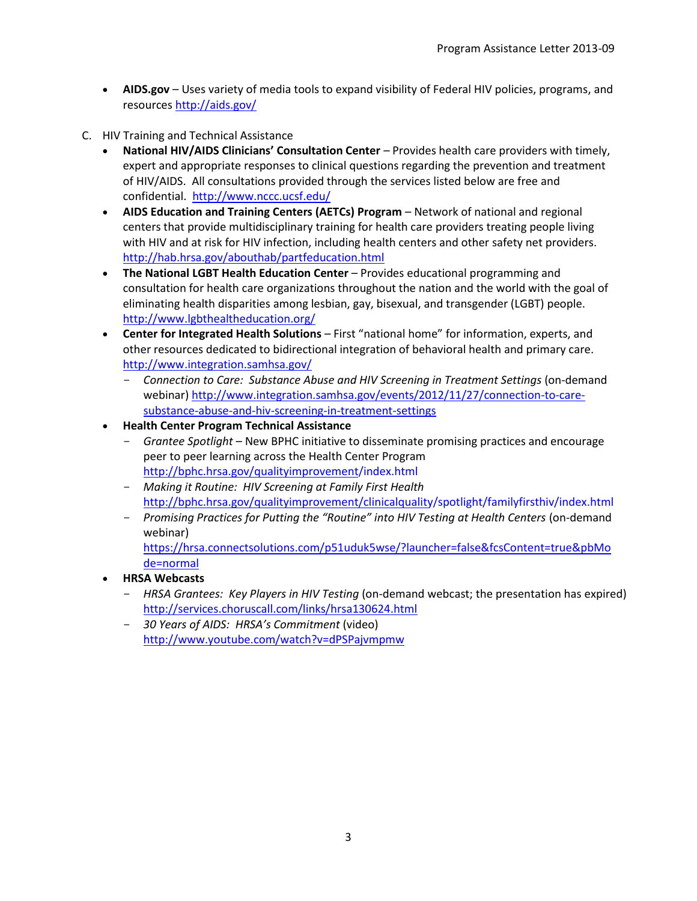- **AIDS.gov** – Uses variety of media tools to expand visibility of Federal HIV policies, programs, and resources http://aids.gov/

C. HIV Training and Technical Assistance

- **National HIV/AIDS Clinicians' Consultation Center** – Provides health care providers with timely, expert and appropriate responses to clinical questions regarding the prevention and treatment of HIV/AIDS. All consultations provided through the services listed below are free and confidential. http://www.nccc.ucsf.edu/
- **AIDS Education and Training Centers (AETCs) Program** – Network of national and regional centers that provide multidisciplinary training for health care providers treating people living with HIV and at risk for HIV infection, including health centers and other safety net providers. http://hab.hrsa.gov/abouthab/partfeducation.html
- **The National LGBT Health Education Center** – Provides educational programming and consultation for health care organizations throughout the nation and the world with the goal of eliminating health disparities among lesbian, gay, bisexual, and transgender (LGBT) people. http://www.lgbthealtheducation.org/
- **Center for Integrated Health Solutions** – First "national home" for information, experts, and other resources dedicated to bidirectional integration of behavioral health and primary care. http://www.integration.samhsa.gov/
  - *Connection to Care: Substance Abuse and HIV Screening in Treatment Settings* (on-demand webinar) http://www.integration.samhsa.gov/events/2012/11/27/connection-to-care-substance-abuse-and-hiv-screening-in-treatment-settings
- **Health Center Program Technical Assistance**
  - *Grantee Spotlight* – New BPHC initiative to disseminate promising practices and encourage peer to peer learning across the Health Center Program http://bphc.hrsa.gov/qualityimprovement/index.html
  - *Making it Routine: HIV Screening at Family First Health* http://bphc.hrsa.gov/qualityimprovement/clinicalquality/spotlight/familyfirsthiv/index.html
  - *Promising Practices for Putting the "Routine" into HIV Testing at Health Centers* (on-demand webinar) https://hrsa.connectsolutions.com/p51uduk5wse/?launcher=false&fcsContent=true&pbMode=normal
- **HRSA Webcasts**
  - *HRSA Grantees: Key Players in HIV Testing* (on-demand webcast; the presentation has expired) http://services.choruscall.com/links/hrsa130624.html
  - *30 Years of AIDS: HRSA's Commitment* (video) http://www.youtube.com/watch?v=dPSPajvmpmw